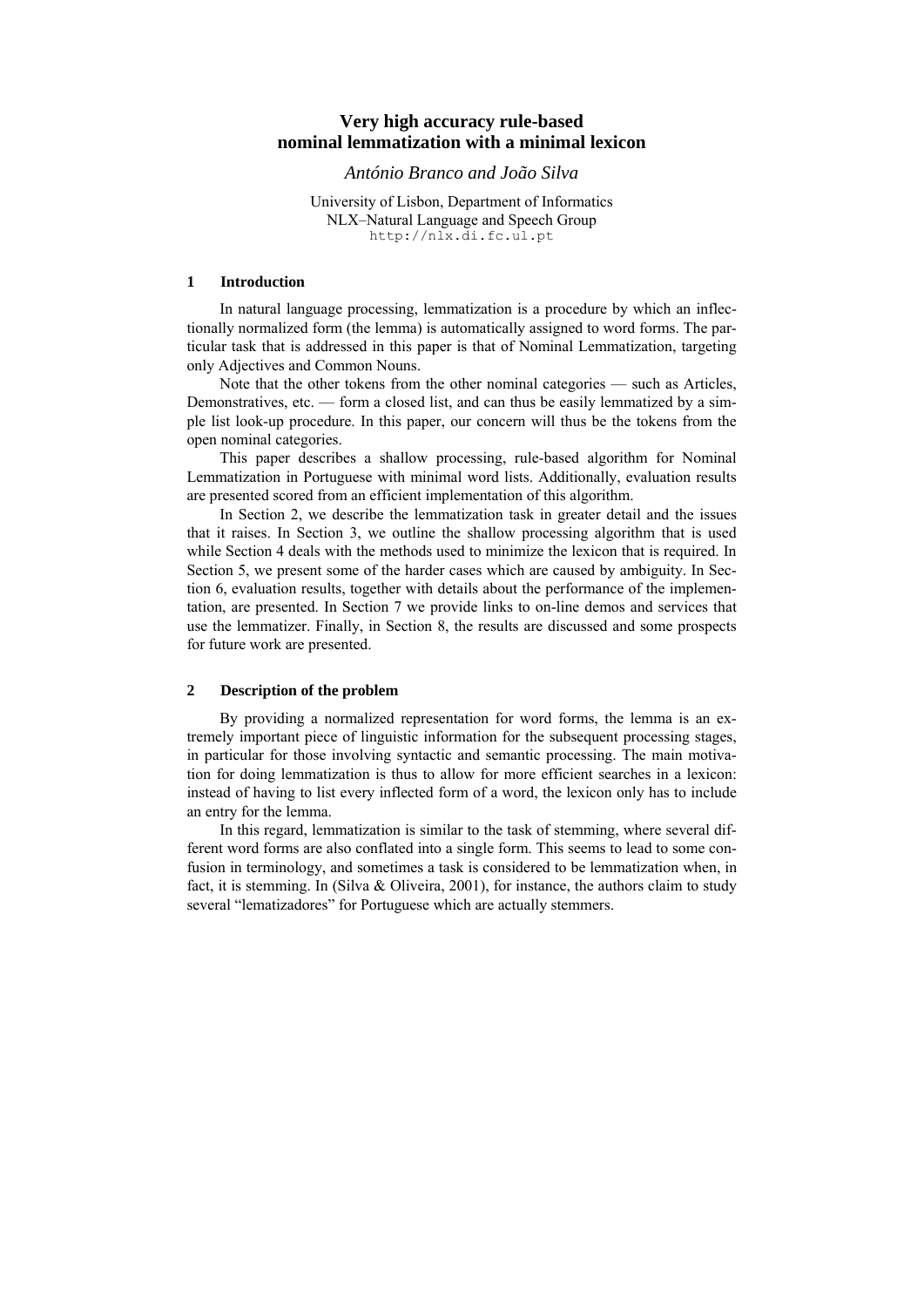# Very high accuracy rule-based nominal lemmatization with a minimal lexicon

*António Branco and João Silva*

University of Lisbon, Department of Informatics
NLX–Natural Language and Speech Group
http://nlx.di.fc.ul.pt

## 1 Introduction

In natural language processing, lemmatization is a procedure by which an inflectionally normalized form (the lemma) is automatically assigned to word forms. The particular task that is addressed in this paper is that of Nominal Lemmatization, targeting only Adjectives and Common Nouns.

Note that the other tokens from the other nominal categories — such as Articles, Demonstratives, etc. — form a closed list, and can thus be easily lemmatized by a simple list look-up procedure. In this paper, our concern will thus be the tokens from the open nominal categories.

This paper describes a shallow processing, rule-based algorithm for Nominal Lemmatization in Portuguese with minimal word lists. Additionally, evaluation results are presented scored from an efficient implementation of this algorithm.

In Section 2, we describe the lemmatization task in greater detail and the issues that it raises. In Section 3, we outline the shallow processing algorithm that is used while Section 4 deals with the methods used to minimize the lexicon that is required. In Section 5, we present some of the harder cases which are caused by ambiguity. In Section 6, evaluation results, together with details about the performance of the implementation, are presented. In Section 7 we provide links to on-line demos and services that use the lemmatizer. Finally, in Section 8, the results are discussed and some prospects for future work are presented.

## 2 Description of the problem

By providing a normalized representation for word forms, the lemma is an extremely important piece of linguistic information for the subsequent processing stages, in particular for those involving syntactic and semantic processing. The main motivation for doing lemmatization is thus to allow for more efficient searches in a lexicon: instead of having to list every inflected form of a word, the lexicon only has to include an entry for the lemma.

In this regard, lemmatization is similar to the task of stemming, where several different word forms are also conflated into a single form. This seems to lead to some confusion in terminology, and sometimes a task is considered to be lemmatization when, in fact, it is stemming. In (Silva & Oliveira, 2001), for instance, the authors claim to study several "lematizadores" for Portuguese which are actually stemmers.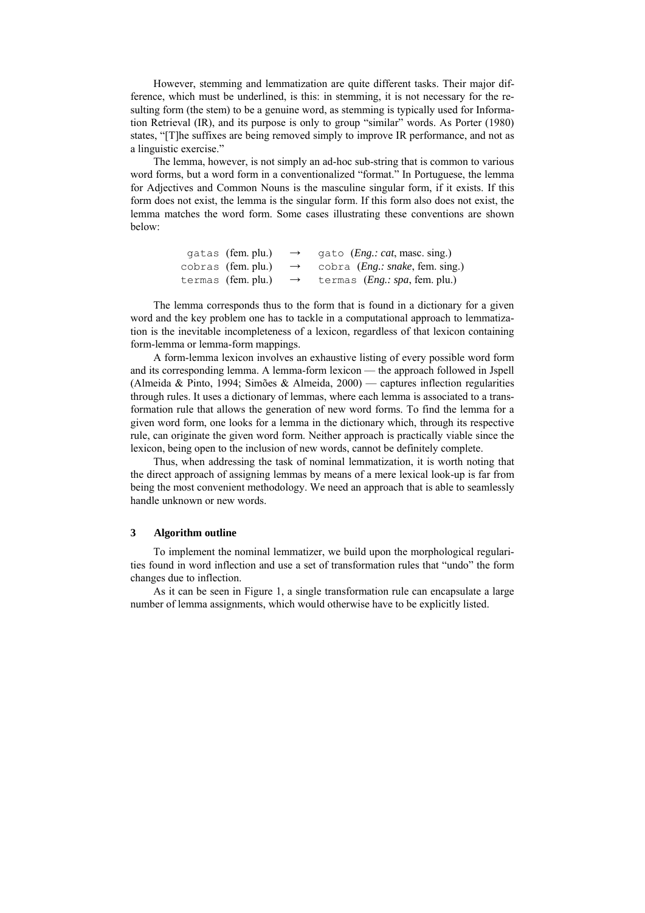However, stemming and lemmatization are quite different tasks. Their major difference, which must be underlined, is this: in stemming, it is not necessary for the resulting form (the stem) to be a genuine word, as stemming is typically used for Information Retrieval (IR), and its purpose is only to group "similar" words. As Porter (1980) states, "[T]he suffixes are being removed simply to improve IR performance, and not as a linguistic exercise."

The lemma, however, is not simply an ad-hoc sub-string that is common to various word forms, but a word form in a conventionalized "format." In Portuguese, the lemma for Adjectives and Common Nouns is the masculine singular form, if it exists. If this form does not exist, the lemma is the singular form. If this form also does not exist, the lemma matches the word form. Some cases illustrating these conventions are shown below:

| | | | |
|---|---|---|---|
| `gatas` (fem. plu.) | → | `gato` (*Eng.: cat*, masc. sing.) | |
| `cobras` (fem. plu.) | → | `cobra` (*Eng.: snake*, fem. sing.) | |
| `termas` (fem. plu.) | → | `termas` (*Eng.: spa*, fem. plu.) | |

The lemma corresponds thus to the form that is found in a dictionary for a given word and the key problem one has to tackle in a computational approach to lemmatization is the inevitable incompleteness of a lexicon, regardless of that lexicon containing form-lemma or lemma-form mappings.

A form-lemma lexicon involves an exhaustive listing of every possible word form and its corresponding lemma. A lemma-form lexicon — the approach followed in Jspell (Almeida & Pinto, 1994; Simões & Almeida, 2000) — captures inflection regularities through rules. It uses a dictionary of lemmas, where each lemma is associated to a transformation rule that allows the generation of new word forms. To find the lemma for a given word form, one looks for a lemma in the dictionary which, through its respective rule, can originate the given word form. Neither approach is practically viable since the lexicon, being open to the inclusion of new words, cannot be definitely complete.

Thus, when addressing the task of nominal lemmatization, it is worth noting that the direct approach of assigning lemmas by means of a mere lexical look-up is far from being the most convenient methodology. We need an approach that is able to seamlessly handle unknown or new words.

## 3 Algorithm outline

To implement the nominal lemmatizer, we build upon the morphological regularities found in word inflection and use a set of transformation rules that "undo" the form changes due to inflection.

As it can be seen in Figure 1, a single transformation rule can encapsulate a large number of lemma assignments, which would otherwise have to be explicitly listed.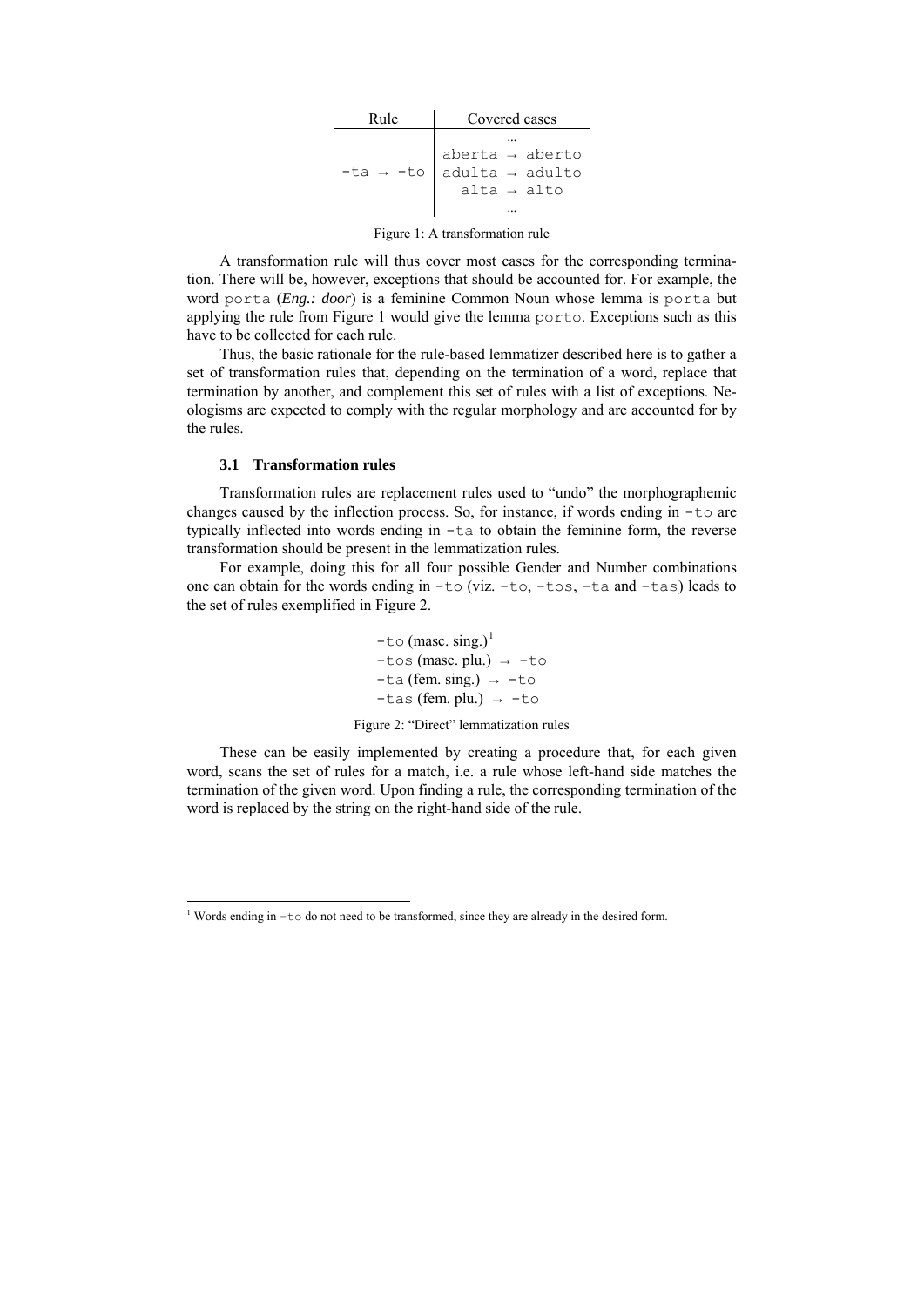| Rule | Covered cases |
|---|---|
| `-ta → -to` | … |
| | `aberta → aberto` |
| | `adulta → adulto` |
| | `alta → alto` |
| | … |

Figure 1: A transformation rule

A transformation rule will thus cover most cases for the corresponding termination. There will be, however, exceptions that should be accounted for. For example, the word `porta` (*Eng.: door*) is a feminine Common Noun whose lemma is `porta` but applying the rule from Figure 1 would give the lemma `porto`. Exceptions such as this have to be collected for each rule.

Thus, the basic rationale for the rule-based lemmatizer described here is to gather a set of transformation rules that, depending on the termination of a word, replace that termination by another, and complement this set of rules with a list of exceptions. Neologisms are expected to comply with the regular morphology and are accounted for by the rules.

### 3.1 Transformation rules

Transformation rules are replacement rules used to "undo" the morphographemic changes caused by the inflection process. So, for instance, if words ending in `-to` are typically inflected into words ending in `-ta` to obtain the feminine form, the reverse transformation should be present in the lemmatization rules.

For example, doing this for all four possible Gender and Number combinations one can obtain for the words ending in `-to` (viz. `-to`, `-tos`, `-ta` and `-tas`) leads to the set of rules exemplified in Figure 2.

`-to` (masc. sing.)[1]
`-tos` (masc. plu.) → `-to`
`-ta` (fem. sing.) → `-to`
`-tas` (fem. plu.) → `-to`

Figure 2: "Direct" lemmatization rules

These can be easily implemented by creating a procedure that, for each given word, scans the set of rules for a match, i.e. a rule whose left-hand side matches the termination of the given word. Upon finding a rule, the corresponding termination of the word is replaced by the string on the right-hand side of the rule.

[1] Words ending in `-to` do not need to be transformed, since they are already in the desired form.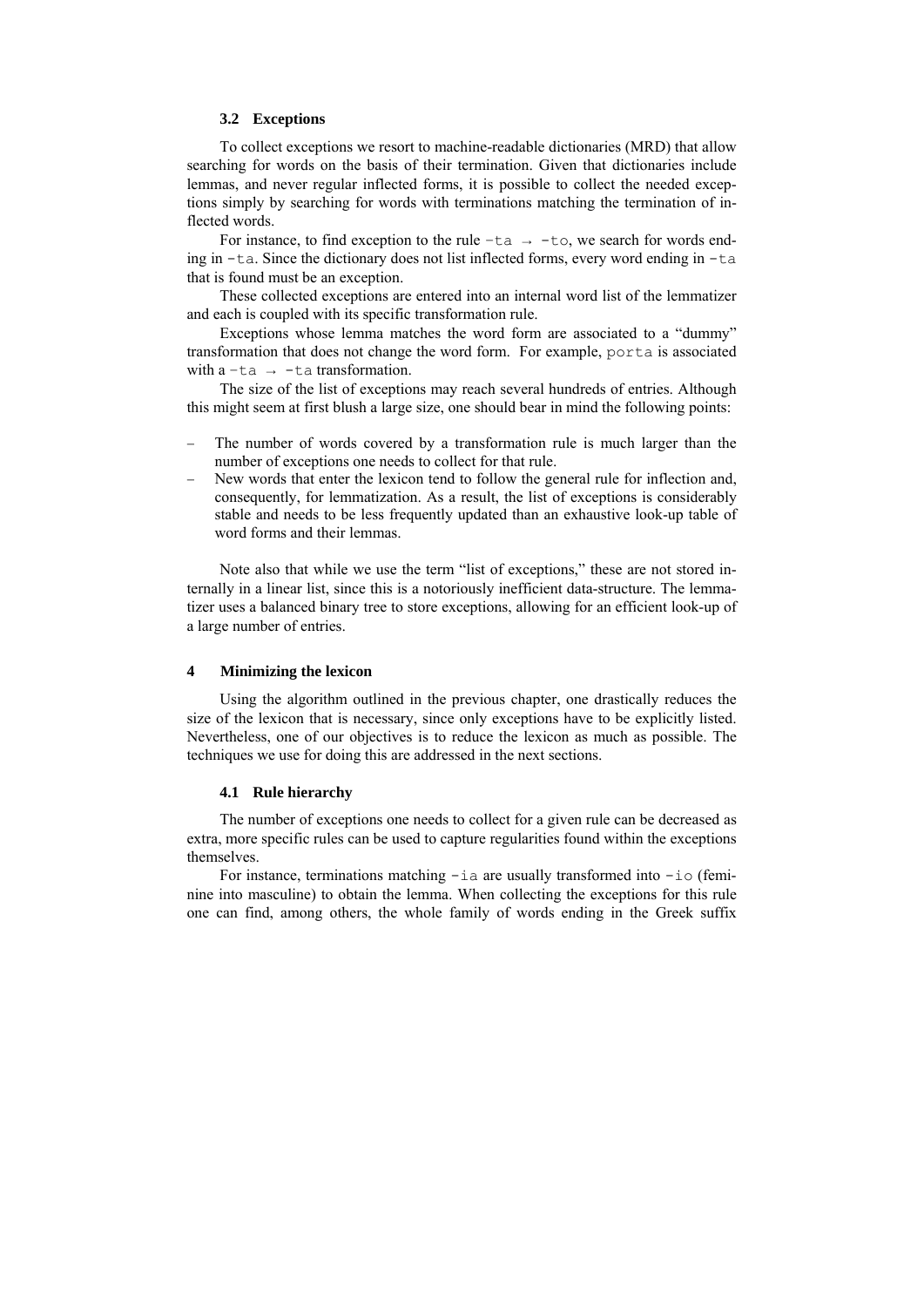### 3.2 Exceptions

To collect exceptions we resort to machine-readable dictionaries (MRD) that allow searching for words on the basis of their termination. Given that dictionaries include lemmas, and never regular inflected forms, it is possible to collect the needed exceptions simply by searching for words with terminations matching the termination of inflected words.

For instance, to find exception to the rule `-ta` → `-to`, we search for words ending in `-ta`. Since the dictionary does not list inflected forms, every word ending in `-ta` that is found must be an exception.

These collected exceptions are entered into an internal word list of the lemmatizer and each is coupled with its specific transformation rule.

Exceptions whose lemma matches the word form are associated to a "dummy" transformation that does not change the word form. For example, `porta` is associated with a `-ta` → `-ta` transformation.

The size of the list of exceptions may reach several hundreds of entries. Although this might seem at first blush a large size, one should bear in mind the following points:

- The number of words covered by a transformation rule is much larger than the number of exceptions one needs to collect for that rule.
- New words that enter the lexicon tend to follow the general rule for inflection and, consequently, for lemmatization. As a result, the list of exceptions is considerably stable and needs to be less frequently updated than an exhaustive look-up table of word forms and their lemmas.

Note also that while we use the term "list of exceptions," these are not stored internally in a linear list, since this is a notoriously inefficient data-structure. The lemmatizer uses a balanced binary tree to store exceptions, allowing for an efficient look-up of a large number of entries.

## 4 Minimizing the lexicon

Using the algorithm outlined in the previous chapter, one drastically reduces the size of the lexicon that is necessary, since only exceptions have to be explicitly listed. Nevertheless, one of our objectives is to reduce the lexicon as much as possible. The techniques we use for doing this are addressed in the next sections.

### 4.1 Rule hierarchy

The number of exceptions one needs to collect for a given rule can be decreased as extra, more specific rules can be used to capture regularities found within the exceptions themselves.

For instance, terminations matching `-ia` are usually transformed into `-io` (feminine into masculine) to obtain the lemma. When collecting the exceptions for this rule one can find, among others, the whole family of words ending in the Greek suffix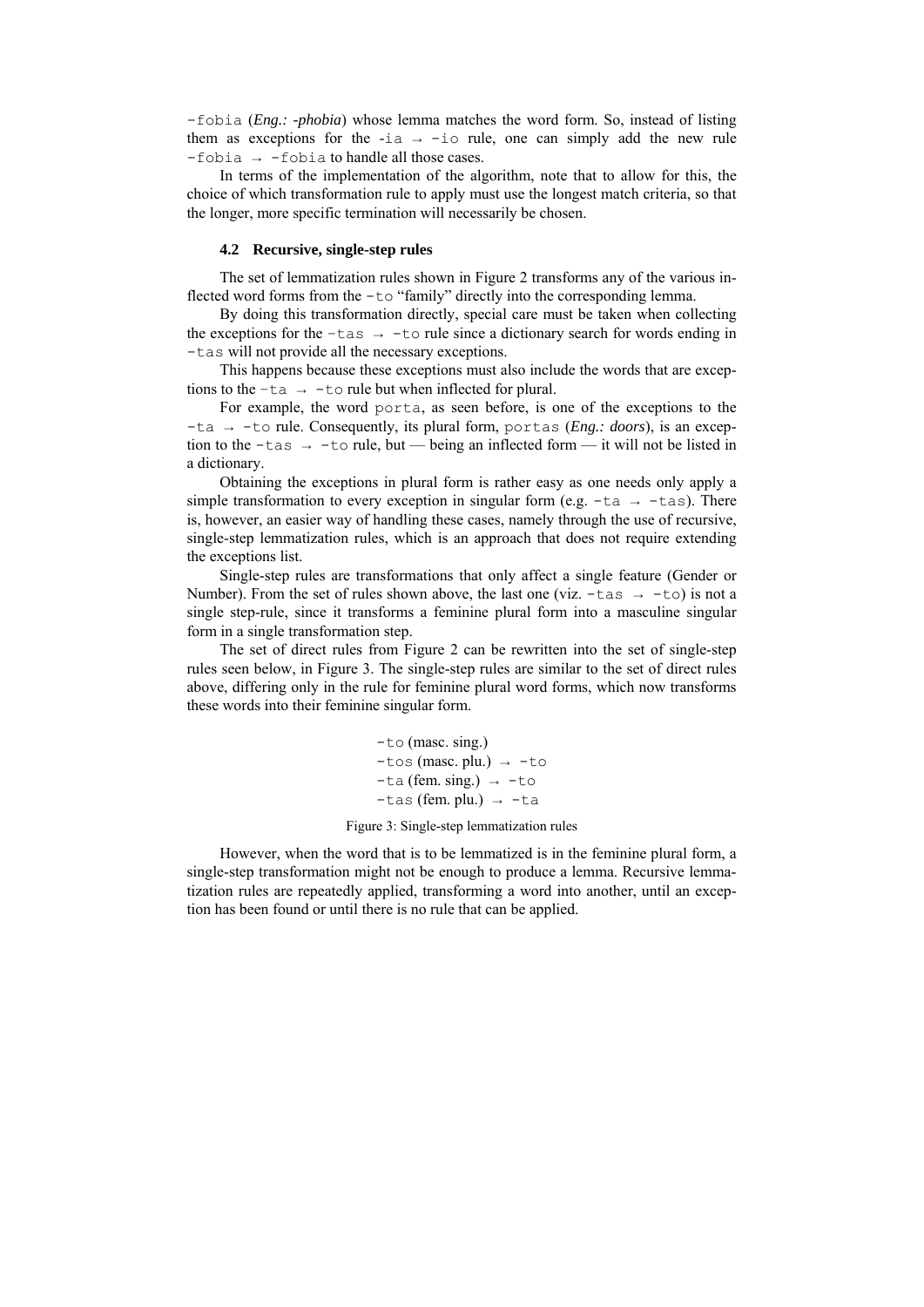-fobia (*Eng.: -phobia*) whose lemma matches the word form. So, instead of listing them as exceptions for the -ia → -io rule, one can simply add the new rule -fobia → -fobia to handle all those cases.

In terms of the implementation of the algorithm, note that to allow for this, the choice of which transformation rule to apply must use the longest match criteria, so that the longer, more specific termination will necessarily be chosen.

### 4.2 Recursive, single-step rules

The set of lemmatization rules shown in Figure 2 transforms any of the various inflected word forms from the -to "family" directly into the corresponding lemma.

By doing this transformation directly, special care must be taken when collecting the exceptions for the -tas → -to rule since a dictionary search for words ending in -tas will not provide all the necessary exceptions.

This happens because these exceptions must also include the words that are exceptions to the -ta → -to rule but when inflected for plural.

For example, the word porta, as seen before, is one of the exceptions to the -ta → -to rule. Consequently, its plural form, portas (*Eng.: doors*), is an exception to the -tas → -to rule, but — being an inflected form — it will not be listed in a dictionary.

Obtaining the exceptions in plural form is rather easy as one needs only apply a simple transformation to every exception in singular form (e.g. -ta → -tas). There is, however, an easier way of handling these cases, namely through the use of recursive, single-step lemmatization rules, which is an approach that does not require extending the exceptions list.

Single-step rules are transformations that only affect a single feature (Gender or Number). From the set of rules shown above, the last one (viz. -tas → -to) is not a single step-rule, since it transforms a feminine plural form into a masculine singular form in a single transformation step.

The set of direct rules from Figure 2 can be rewritten into the set of single-step rules seen below, in Figure 3. The single-step rules are similar to the set of direct rules above, differing only in the rule for feminine plural word forms, which now transforms these words into their feminine singular form.

```
-to (masc. sing.)
-tos (masc. plu.) → -to
-ta (fem. sing.) → -to
-tas (fem. plu.) → -ta
```

Figure 3: Single-step lemmatization rules

However, when the word that is to be lemmatized is in the feminine plural form, a single-step transformation might not be enough to produce a lemma. Recursive lemmatization rules are repeatedly applied, transforming a word into another, until an exception has been found or until there is no rule that can be applied.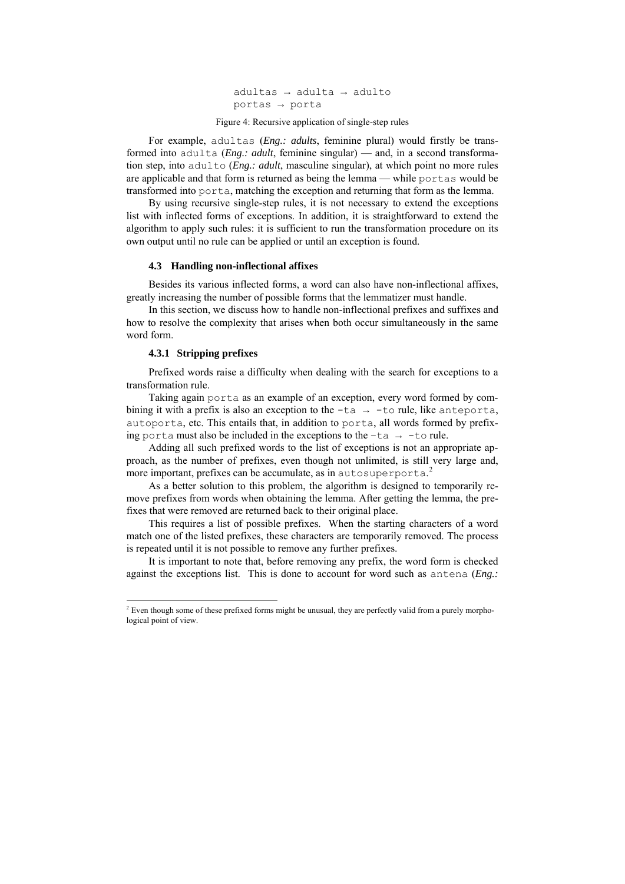```
adultas → adulta → adulto
portas → porta
```

Figure 4: Recursive application of single-step rules

For example, `adultas` (*Eng.: adults*, feminine plural) would firstly be transformed into `adulta` (*Eng.: adult*, feminine singular) — and, in a second transformation step, into `adulto` (*Eng.: adult*, masculine singular), at which point no more rules are applicable and that form is returned as being the lemma — while `portas` would be transformed into `porta`, matching the exception and returning that form as the lemma.

By using recursive single-step rules, it is not necessary to extend the exceptions list with inflected forms of exceptions. In addition, it is straightforward to extend the algorithm to apply such rules: it is sufficient to run the transformation procedure on its own output until no rule can be applied or until an exception is found.

### 4.3 Handling non-inflectional affixes

Besides its various inflected forms, a word can also have non-inflectional affixes, greatly increasing the number of possible forms that the lemmatizer must handle.

In this section, we discuss how to handle non-inflectional prefixes and suffixes and how to resolve the complexity that arises when both occur simultaneously in the same word form.

#### 4.3.1 Stripping prefixes

Prefixed words raise a difficulty when dealing with the search for exceptions to a transformation rule.

Taking again `porta` as an example of an exception, every word formed by combining it with a prefix is also an exception to the `-ta → -to` rule, like `anteporta`, `autoporta`, etc. This entails that, in addition to `porta`, all words formed by prefixing `porta` must also be included in the exceptions to the `-ta → -to` rule.

Adding all such prefixed words to the list of exceptions is not an appropriate approach, as the number of prefixes, even though not unlimited, is still very large and, more important, prefixes can be accumulate, as in `autosuperporta`.[2]

As a better solution to this problem, the algorithm is designed to temporarily remove prefixes from words when obtaining the lemma. After getting the lemma, the prefixes that were removed are returned back to their original place.

This requires a list of possible prefixes. When the starting characters of a word match one of the listed prefixes, these characters are temporarily removed. The process is repeated until it is not possible to remove any further prefixes.

It is important to note that, before removing any prefix, the word form is checked against the exceptions list. This is done to account for word such as `antena` (*Eng.:*

[2] Even though some of these prefixed forms might be unusual, they are perfectly valid from a purely morphological point of view.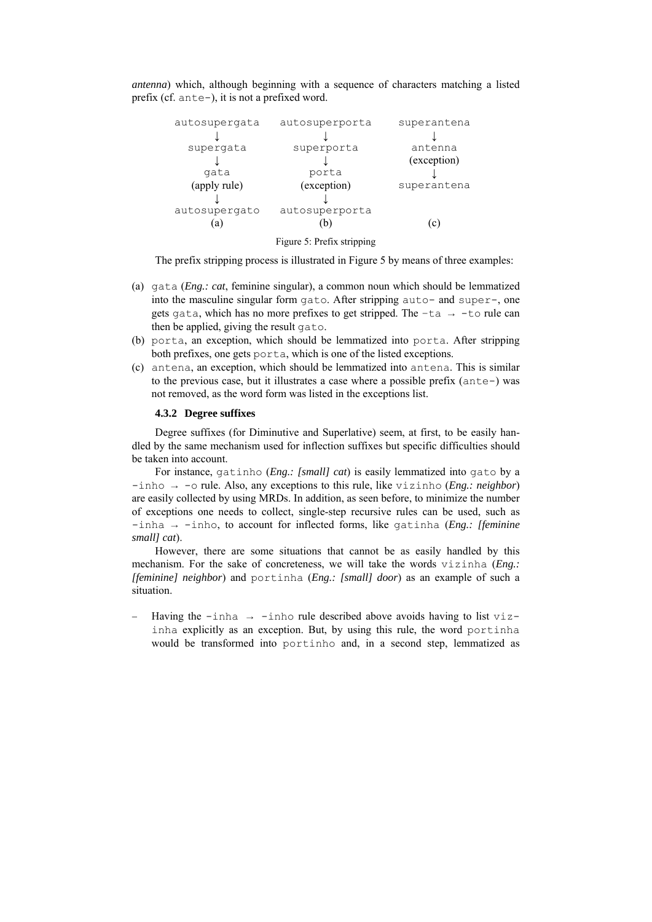*antenna*) which, although beginning with a sequence of characters matching a listed prefix (cf. ante-), it is not a prefixed word.

```
autosupergata      autosuperporta      superantena
      ↓                  ↓                  ↓
  supergata          superporta          antenna
      ↓                  ↓              (exception)
    gata               porta                ↓
 (apply rule)       (exception)         superantena
      ↓                  ↓
autosupergato      autosuperporta
     (a)                (b)                 (c)
```

Figure 5: Prefix stripping

The prefix stripping process is illustrated in Figure 5 by means of three examples:

(a) gata (*Eng.: cat*, feminine singular), a common noun which should be lemmatized into the masculine singular form gato. After stripping auto- and super-, one gets gata, which has no more prefixes to get stripped. The -ta → -to rule can then be applied, giving the result gato.
(b) porta, an exception, which should be lemmatized into porta. After stripping both prefixes, one gets porta, which is one of the listed exceptions.
(c) antena, an exception, which should be lemmatized into antena. This is similar to the previous case, but it illustrates a case where a possible prefix (ante-) was not removed, as the word form was listed in the exceptions list.

#### 4.3.2 Degree suffixes

Degree suffixes (for Diminutive and Superlative) seem, at first, to be easily handled by the same mechanism used for inflection suffixes but specific difficulties should be taken into account.

For instance, gatinho (*Eng.: [small] cat*) is easily lemmatized into gato by a -inho → -o rule. Also, any exceptions to this rule, like vizinho (*Eng.: neighbor*) are easily collected by using MRDs. In addition, as seen before, to minimize the number of exceptions one needs to collect, single-step recursive rules can be used, such as -inha → -inho, to account for inflected forms, like gatinha (*Eng.: [feminine small] cat*).

However, there are some situations that cannot be as easily handled by this mechanism. For the sake of concreteness, we will take the words vizinha (*Eng.: [feminine] neighbor*) and portinha (*Eng.: [small] door*) as an example of such a situation.

– Having the -inha → -inho rule described above avoids having to list vizinha explicitly as an exception. But, by using this rule, the word portinha would be transformed into portinho and, in a second step, lemmatized as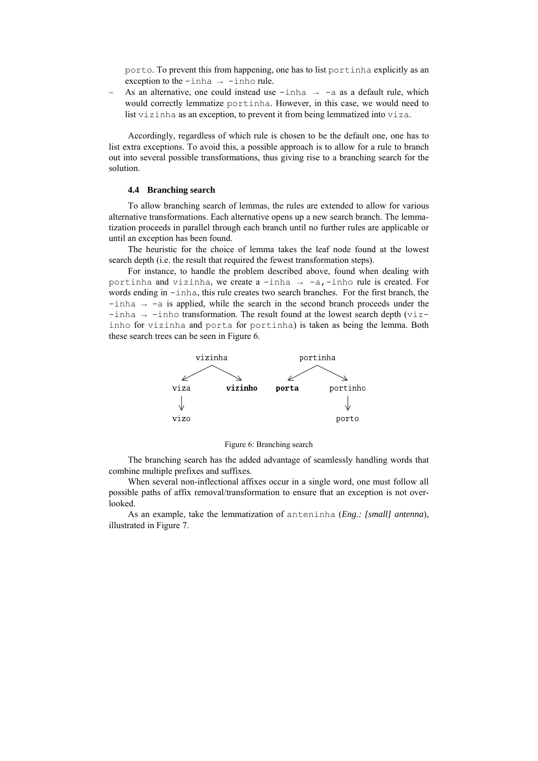`porto`. To prevent this from happening, one has to list `portinha` explicitly as an exception to the `-inha → -inho` rule.

– As an alternative, one could instead use `-inha → -a` as a default rule, which would correctly lemmatize `portinha`. However, in this case, we would need to list `vizinha` as an exception, to prevent it from being lemmatized into `viza`.

Accordingly, regardless of which rule is chosen to be the default one, one has to list extra exceptions. To avoid this, a possible approach is to allow for a rule to branch out into several possible transformations, thus giving rise to a branching search for the solution.

### 4.4 Branching search

To allow branching search of lemmas, the rules are extended to allow for various alternative transformations. Each alternative opens up a new search branch. The lemmatization proceeds in parallel through each branch until no further rules are applicable or until an exception has been found.

The heuristic for the choice of lemma takes the leaf node found at the lowest search depth (i.e. the result that required the fewest transformation steps).

For instance, to handle the problem described above, found when dealing with `portinha` and `vizinha`, we create a `-inha → -a,-inho` rule is created. For words ending in `-inha`, this rule creates two search branches. For the first branch, the `-inha → -a` is applied, while the search in the second branch proceeds under the `-inha → -inho` transformation. The result found at the lowest search depth (`vizinho` for `vizinha` and `porta` for `portinha`) is taken as being the lemma. Both these search trees can be seen in Figure 6.

```
        vizinha                 portinha
       ↙       ↘               ↙        ↘
   viza      vizinho       porta      portinho
    ↓                                     ↓
   vizo                                 porto
```

Figure 6: Branching search

The branching search has the added advantage of seamlessly handling words that combine multiple prefixes and suffixes.

When several non-inflectional affixes occur in a single word, one must follow all possible paths of affix removal/transformation to ensure that an exception is not overlooked.

As an example, take the lemmatization of `anteninha` (*Eng.: [small] antenna*), illustrated in Figure 7.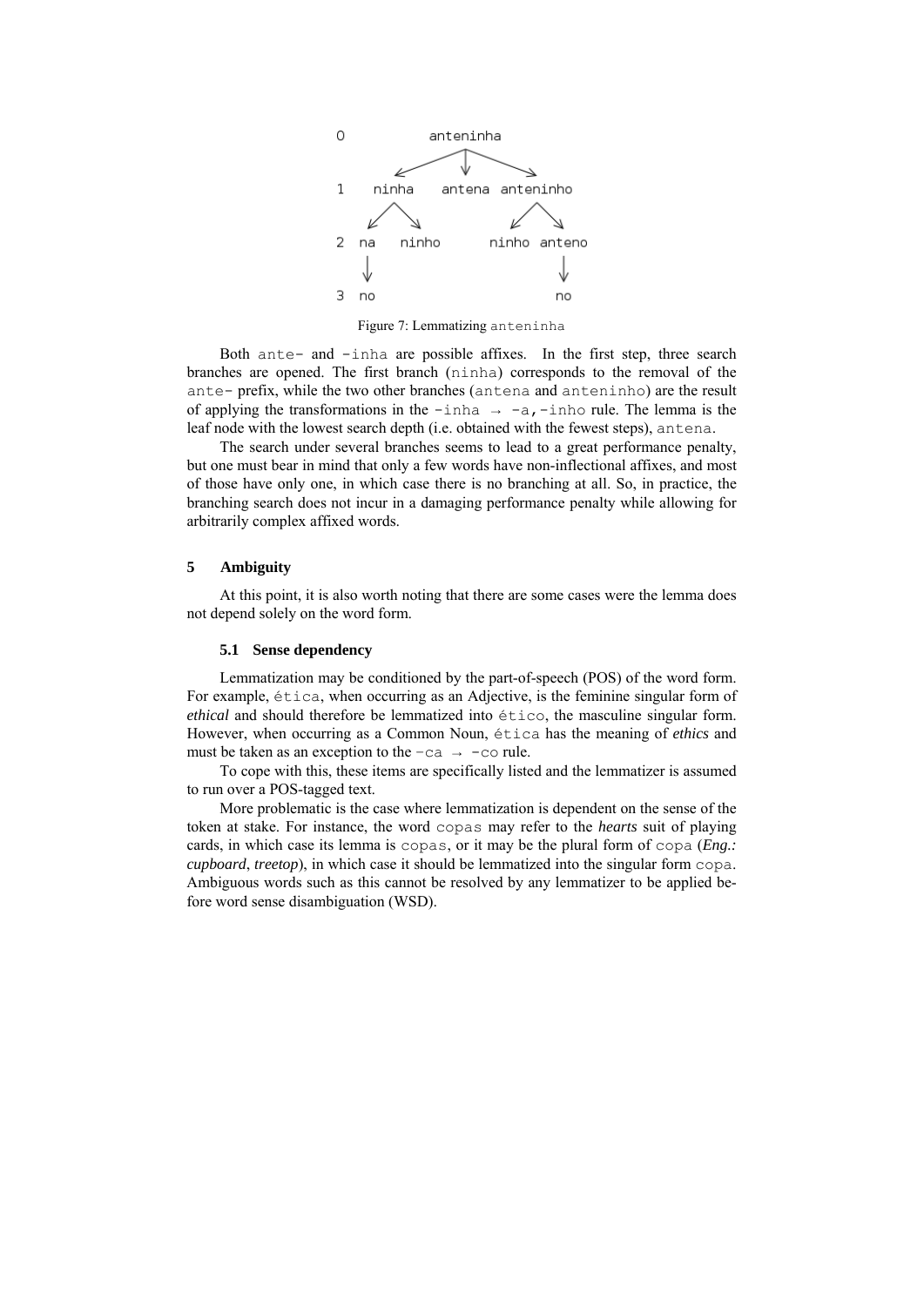```
0          anteninha
         ↙    ↓    ↘
1   ninha   antena  anteninho
   ↙   ↘            ↙    ↘
2  na   ninho     ninho  anteno
   ↓                       ↓
3  no                      no
```

Figure 7: Lemmatizing `anteninha`

Both `ante-` and `-inha` are possible affixes. In the first step, three search branches are opened. The first branch (`ninha`) corresponds to the removal of the `ante-` prefix, while the two other branches (`antena` and `anteninho`) are the result of applying the transformations in the `-inha` → `-a,-inho` rule. The lemma is the leaf node with the lowest search depth (i.e. obtained with the fewest steps), `antena`.

The search under several branches seems to lead to a great performance penalty, but one must bear in mind that only a few words have non-inflectional affixes, and most of those have only one, in which case there is no branching at all. So, in practice, the branching search does not incur in a damaging performance penalty while allowing for arbitrarily complex affixed words.

## 5 Ambiguity

At this point, it is also worth noting that there are some cases were the lemma does not depend solely on the word form.

### 5.1 Sense dependency

Lemmatization may be conditioned by the part-of-speech (POS) of the word form. For example, `ética`, when occurring as an Adjective, is the feminine singular form of *ethical* and should therefore be lemmatized into `ético`, the masculine singular form. However, when occurring as a Common Noun, `ética` has the meaning of *ethics* and must be taken as an exception to the `-ca` → `-co` rule.

To cope with this, these items are specifically listed and the lemmatizer is assumed to run over a POS-tagged text.

More problematic is the case where lemmatization is dependent on the sense of the token at stake. For instance, the word `copas` may refer to the *hearts* suit of playing cards, in which case its lemma is `copas`, or it may be the plural form of `copa` (***Eng.:*** ***cupboard***, ***treetop***), in which case it should be lemmatized into the singular form `copa`. Ambiguous words such as this cannot be resolved by any lemmatizer to be applied before word sense disambiguation (WSD).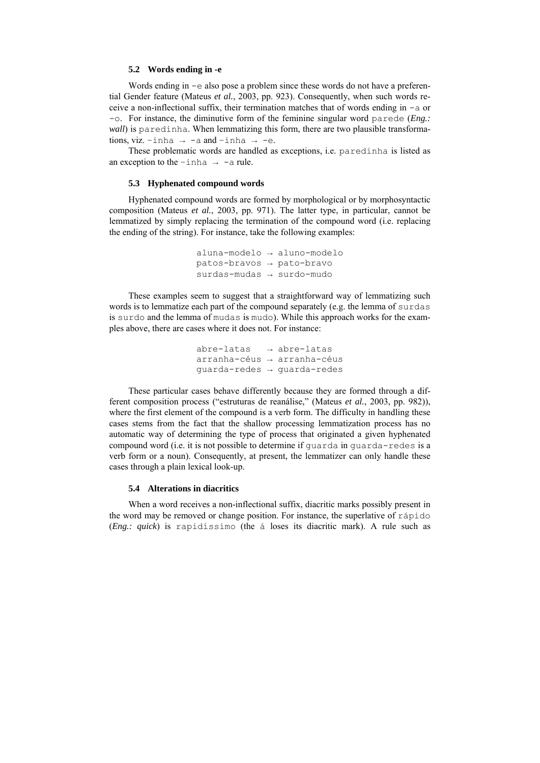### 5.2 Words ending in -e

Words ending in `-e` also pose a problem since these words do not have a preferential Gender feature (Mateus *et al.*, 2003, pp. 923). Consequently, when such words receive a non-inflectional suffix, their termination matches that of words ending in `-a` or `-o`. For instance, the diminutive form of the feminine singular word `parede` (***Eng.:*** ***wall***) is `paredinha`. When lemmatizing this form, there are two plausible transformations, viz. `-inha → -a` and `-inha → -e`.

These problematic words are handled as exceptions, i.e. `paredinha` is listed as an exception to the `-inha → -a` rule.

### 5.3 Hyphenated compound words

Hyphenated compound words are formed by morphological or by morphosyntactic composition (Mateus *et al.*, 2003, pp. 971). The latter type, in particular, cannot be lemmatized by simply replacing the termination of the compound word (i.e. replacing the ending of the string). For instance, take the following examples:

```
aluna-modelo → aluno-modelo
patos-bravos → pato-bravo
surdas-mudas → surdo-mudo
```

These examples seem to suggest that a straightforward way of lemmatizing such words is to lemmatize each part of the compound separately (e.g. the lemma of `surdas` is `surdo` and the lemma of `mudas` is `mudo`). While this approach works for the examples above, there are cases where it does not. For instance:

```
abre-latas   → abre-latas
arranha-céus → arranha-céus
guarda-redes → guarda-redes
```

These particular cases behave differently because they are formed through a different composition process ("estruturas de reanálise," (Mateus *et al.*, 2003, pp. 982)), where the first element of the compound is a verb form. The difficulty in handling these cases stems from the fact that the shallow processing lemmatization process has no automatic way of determining the type of process that originated a given hyphenated compound word (i.e. it is not possible to determine if `guarda` in `guarda-redes` is a verb form or a noun). Consequently, at present, the lemmatizer can only handle these cases through a plain lexical look-up.

### 5.4 Alterations in diacritics

When a word receives a non-inflectional suffix, diacritic marks possibly present in the word may be removed or change position. For instance, the superlative of `rápido` (***Eng.:*** ***quick***) is `rapidíssimo` (the `á` loses its diacritic mark). A rule such as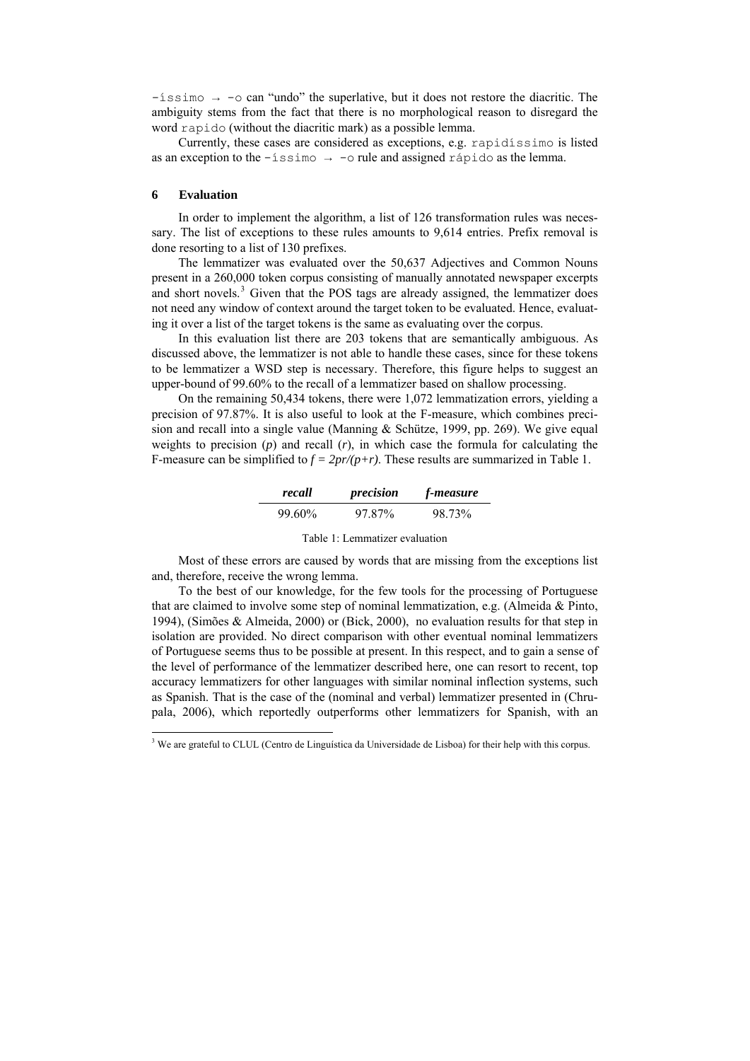`-íssimo → -o` can "undo" the superlative, but it does not restore the diacritic. The ambiguity stems from the fact that there is no morphological reason to disregard the word `rapido` (without the diacritic mark) as a possible lemma.

Currently, these cases are considered as exceptions, e.g. `rapidíssimo` is listed as an exception to the `-íssimo → -o` rule and assigned `rápido` as the lemma.

## 6 Evaluation

In order to implement the algorithm, a list of 126 transformation rules was necessary. The list of exceptions to these rules amounts to 9,614 entries. Prefix removal is done resorting to a list of 130 prefixes.

The lemmatizer was evaluated over the 50,637 Adjectives and Common Nouns present in a 260,000 token corpus consisting of manually annotated newspaper excerpts and short novels.[3] Given that the POS tags are already assigned, the lemmatizer does not need any window of context around the target token to be evaluated. Hence, evaluating it over a list of the target tokens is the same as evaluating over the corpus.

In this evaluation list there are 203 tokens that are semantically ambiguous. As discussed above, the lemmatizer is not able to handle these cases, since for these tokens to be lemmatizer a WSD step is necessary. Therefore, this figure helps to suggest an upper-bound of 99.60% to the recall of a lemmatizer based on shallow processing.

On the remaining 50,434 tokens, there were 1,072 lemmatization errors, yielding a precision of 97.87%. It is also useful to look at the F-measure, which combines precision and recall into a single value (Manning & Schütze, 1999, pp. 269). We give equal weights to precision ($p$) and recall ($r$), in which case the formula for calculating the F-measure can be simplified to $f = 2pr/(p+r)$. These results are summarized in Table 1.

| *recall* | *precision* | *f-measure* |
|---|---|---|
| 99.60% | 97.87% | 98.73% |

Table 1: Lemmatizer evaluation

Most of these errors are caused by words that are missing from the exceptions list and, therefore, receive the wrong lemma.

To the best of our knowledge, for the few tools for the processing of Portuguese that are claimed to involve some step of nominal lemmatization, e.g. (Almeida & Pinto, 1994), (Simões & Almeida, 2000) or (Bick, 2000), no evaluation results for that step in isolation are provided. No direct comparison with other eventual nominal lemmatizers of Portuguese seems thus to be possible at present. In this respect, and to gain a sense of the level of performance of the lemmatizer described here, one can resort to recent, top accuracy lemmatizers for other languages with similar nominal inflection systems, such as Spanish. That is the case of the (nominal and verbal) lemmatizer presented in (Chrupala, 2006), which reportedly outperforms other lemmatizers for Spanish, with an

[3] We are grateful to CLUL (Centro de Linguística da Universidade de Lisboa) for their help with this corpus.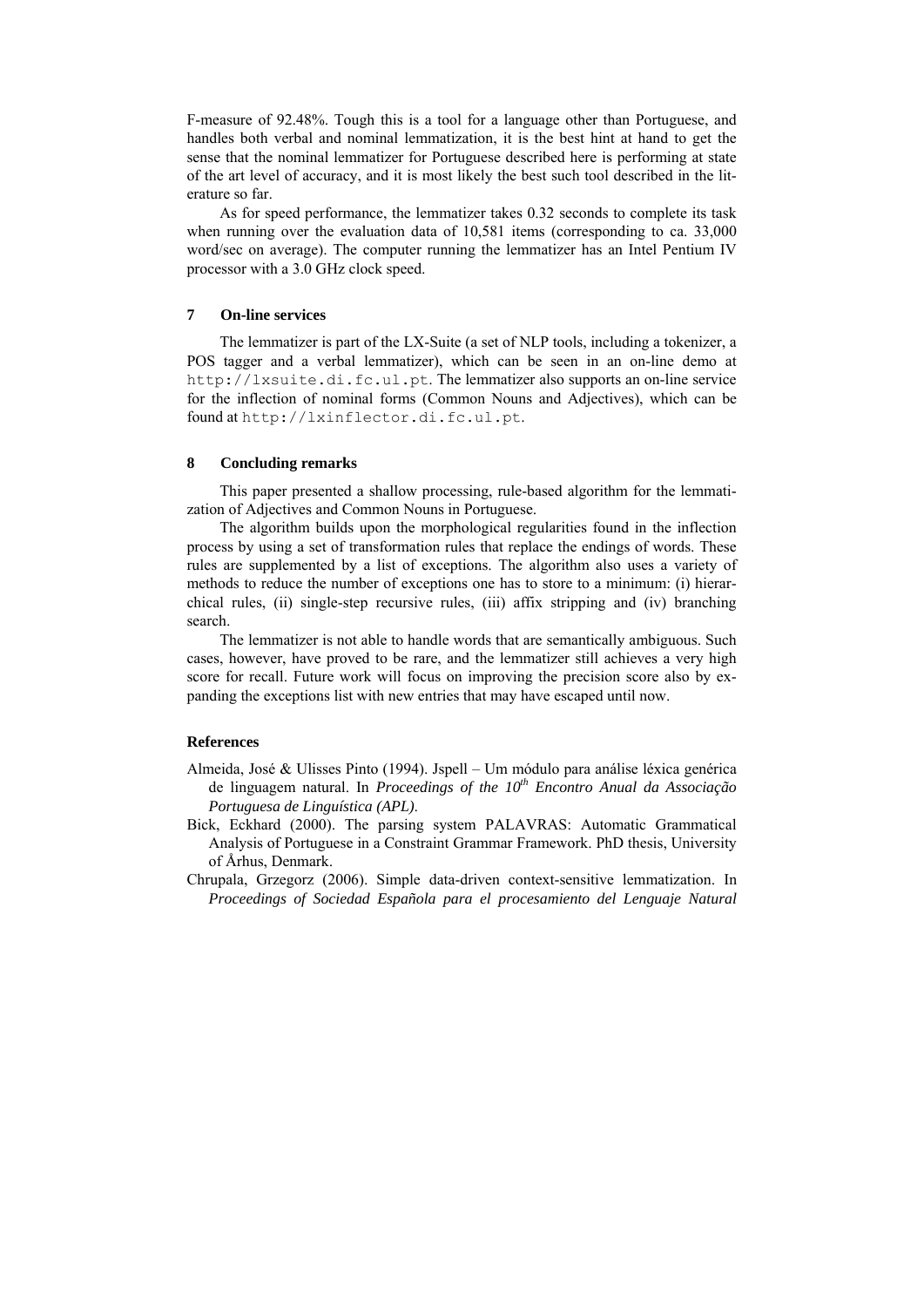F-measure of 92.48%. Tough this is a tool for a language other than Portuguese, and handles both verbal and nominal lemmatization, it is the best hint at hand to get the sense that the nominal lemmatizer for Portuguese described here is performing at state of the art level of accuracy, and it is most likely the best such tool described in the literature so far.

As for speed performance, the lemmatizer takes 0.32 seconds to complete its task when running over the evaluation data of 10,581 items (corresponding to ca. 33,000 word/sec on average). The computer running the lemmatizer has an Intel Pentium IV processor with a 3.0 GHz clock speed.

## 7 On-line services

The lemmatizer is part of the LX-Suite (a set of NLP tools, including a tokenizer, a POS tagger and a verbal lemmatizer), which can be seen in an on-line demo at `http://lxsuite.di.fc.ul.pt`. The lemmatizer also supports an on-line service for the inflection of nominal forms (Common Nouns and Adjectives), which can be found at `http://lxinflector.di.fc.ul.pt`.

## 8 Concluding remarks

This paper presented a shallow processing, rule-based algorithm for the lemmatization of Adjectives and Common Nouns in Portuguese.

The algorithm builds upon the morphological regularities found in the inflection process by using a set of transformation rules that replace the endings of words. These rules are supplemented by a list of exceptions. The algorithm also uses a variety of methods to reduce the number of exceptions one has to store to a minimum: (i) hierarchical rules, (ii) single-step recursive rules, (iii) affix stripping and (iv) branching search.

The lemmatizer is not able to handle words that are semantically ambiguous. Such cases, however, have proved to be rare, and the lemmatizer still achieves a very high score for recall. Future work will focus on improving the precision score also by expanding the exceptions list with new entries that may have escaped until now.

## References

Almeida, José & Ulisses Pinto (1994). Jspell – Um módulo para análise léxica genérica de linguagem natural. In *Proceedings of the 10th Encontro Anual da Associação Portuguesa de Linguística (APL)*.

Bick, Eckhard (2000). The parsing system PALAVRAS: Automatic Grammatical Analysis of Portuguese in a Constraint Grammar Framework. PhD thesis, University of Århus, Denmark.

Chrupala, Grzegorz (2006). Simple data-driven context-sensitive lemmatization. In *Proceedings of Sociedad Española para el procesamiento del Lenguaje Natural*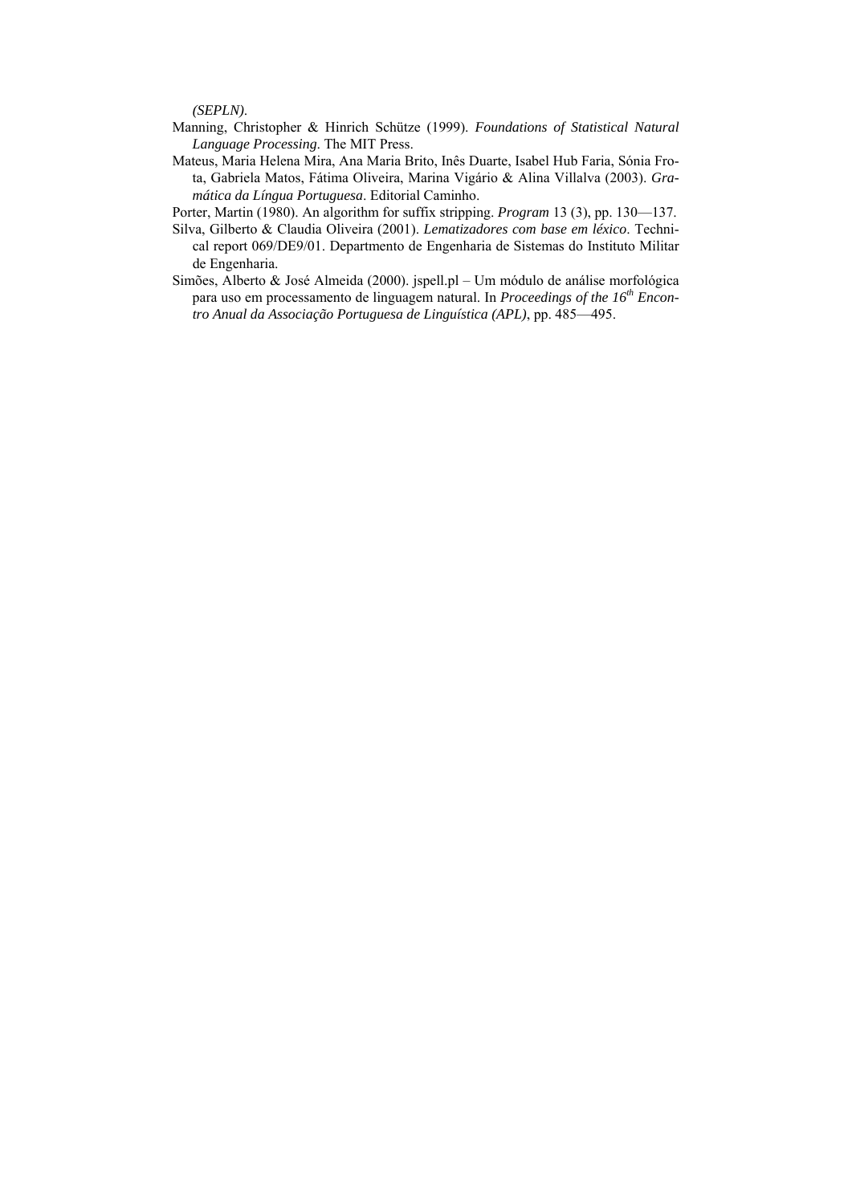*(SEPLN)*.

Manning, Christopher & Hinrich Schütze (1999). *Foundations of Statistical Natural Language Processing*. The MIT Press.

Mateus, Maria Helena Mira, Ana Maria Brito, Inês Duarte, Isabel Hub Faria, Sónia Frota, Gabriela Matos, Fátima Oliveira, Marina Vigário & Alina Villalva (2003). *Gramática da Língua Portuguesa*. Editorial Caminho.

Porter, Martin (1980). An algorithm for suffix stripping. *Program* 13 (3), pp. 130—137.

Silva, Gilberto & Claudia Oliveira (2001). *Lematizadores com base em léxico*. Technical report 069/DE9/01. Departmento de Engenharia de Sistemas do Instituto Militar de Engenharia.

Simões, Alberto & José Almeida (2000). jspell.pl – Um módulo de análise morfológica para uso em processamento de linguagem natural. In *Proceedings of the 16th Encontro Anual da Associação Portuguesa de Linguística (APL)*, pp. 485—495.